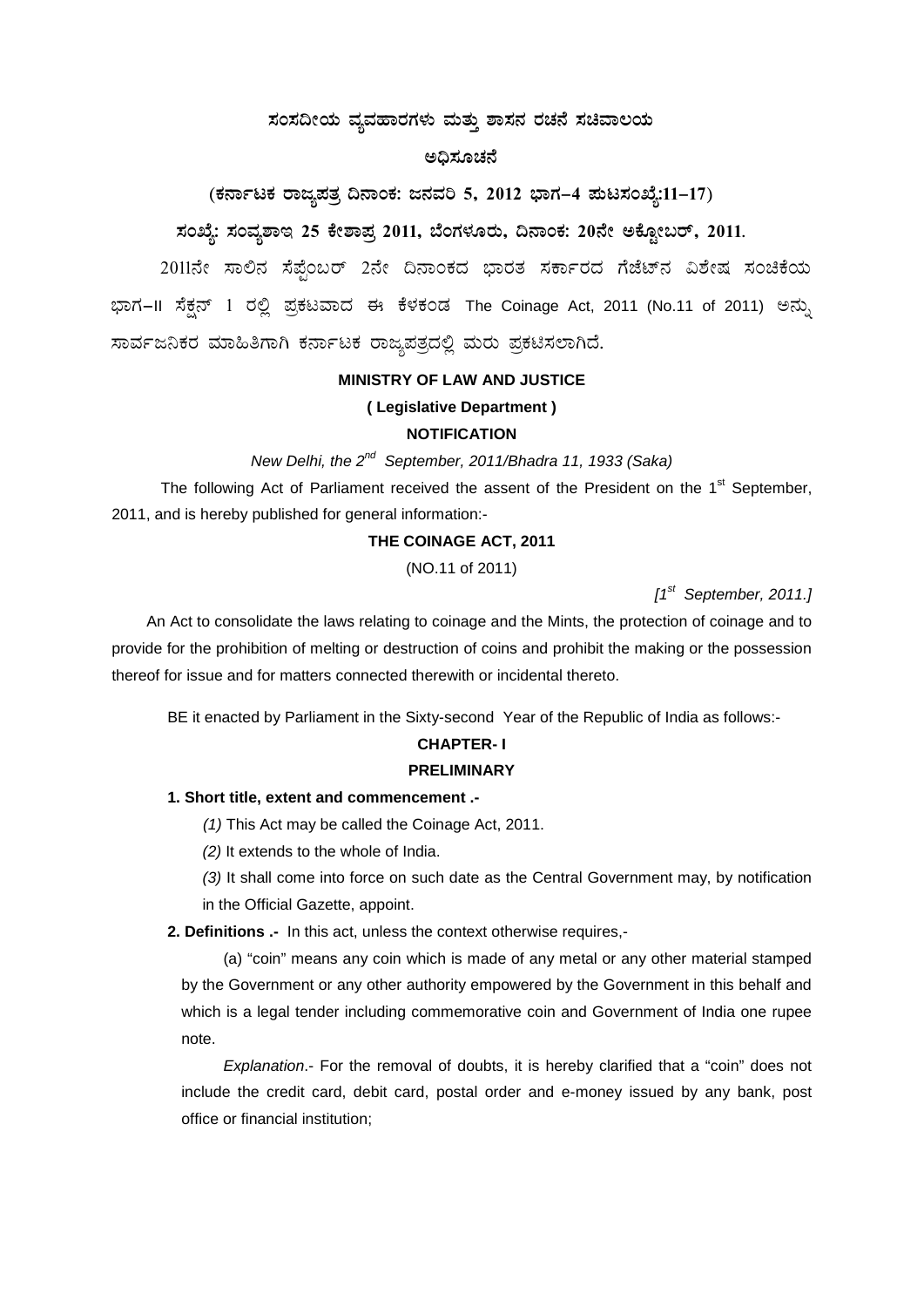**ಸಂಸದೀಯ ವ್ಯವಹಾರಗಳು ಮತ್ತು ಶಾಸನ ರಚನೆ ಸಚಿವಾಲಯ**

**ಅಧಿಸೂಚನೆ**

**(ಕರ್ನಾಟಕ ರಾಜ್ಯಪತ್ರ ದಿನಾಂಕ: ಜನವರಿ 5, 2012 ಭಾಗ–4 ಪುಟಸಂಖ್ಯೆ:11–17)**

**ಸಂಖ್ಯೆ: ಸಂವ್ಯಶಾಇ 25 ಕೇಶಾಪ್ರ 2011, ಬೆಂಗಳೂರು, ದಿನಾಂಕ: 20ನೇ ಅಕ್ಟೋಬರ್, 2011.**

2011ನೇ ಸಾಲಿನ ಸೆಪ್ಟೆಂಬರ್ 2ನೇ ದಿನಾಂಕದ ಭಾರತ ಸರ್ಕಾರದ ಗೆಜೆಟ್‌ನ ವಿಶೇಷ ಸಂಚಿಕೆಯ ಭಾಗ–II ಸೆಕ್ಷನ್ 1 ರಲ್ಲಿ ಪ್ರಕಟವಾದ ಈ ಕೆಳಕಂಡ The Coinage Act, 2011 (No.11 of 2011) ಅನ್ನು ಸಾರ್ವಜನಿಕರ ಮಾಹಿತಿಗಾಗಿ ಕರ್ನಾಟಕ ರಾಜ್ಯಪತ್ರದಲ್ಲಿ ಮರು ಪ್ರಕಟಿಸಲಾಗಿದೆ.

**MINISTRY OF LAW AND JUSTICE**

**( Legislative Department )**

**NOTIFICATION**

*New Delhi, the 2nd September, 2011/Bhadra 11, 1933 (Saka)*

The following Act of Parliament received the assent of the President on the 1st September, 2011, and is hereby published for general information:-

**THE COINAGE ACT, 2011**

(NO.11 of 2011)

*[1st September, 2011.]*

An Act to consolidate the laws relating to coinage and the Mints, the protection of coinage and to provide for the prohibition of melting or destruction of coins and prohibit the making or the possession thereof for issue and for matters connected therewith or incidental thereto.

BE it enacted by Parliament in the Sixty-second Year of the Republic of India as follows:-

**CHAPTER- I**

**PRELIMINARY**

**1. Short title, extent and commencement .-**

*(1)* This Act may be called the Coinage Act, 2011.

*(2)* It extends to the whole of India.

*(3)* It shall come into force on such date as the Central Government may, by notification in the Official Gazette, appoint.

**2. Definitions .-** In this act, unless the context otherwise requires,-

(a) "coin" means any coin which is made of any metal or any other material stamped by the Government or any other authority empowered by the Government in this behalf and which is a legal tender including commemorative coin and Government of India one rupee note.

*Explanation*.- For the removal of doubts, it is hereby clarified that a "coin" does not include the credit card, debit card, postal order and e-money issued by any bank, post office or financial institution;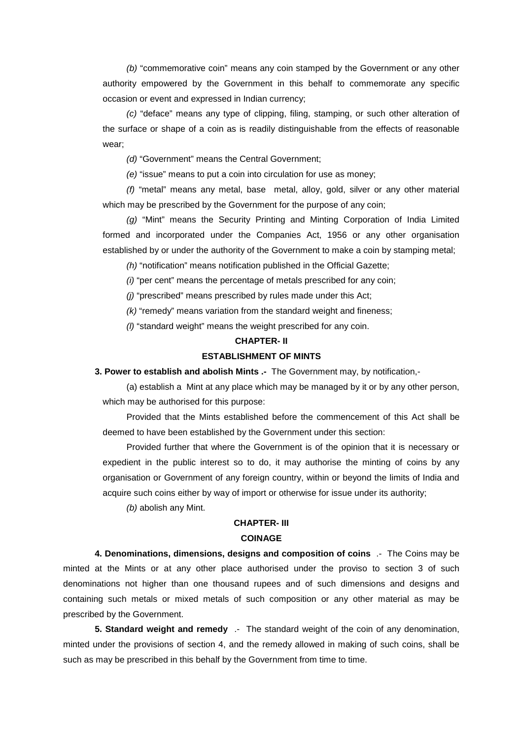*(b)* "commemorative coin" means any coin stamped by the Government or any other authority empowered by the Government in this behalf to commemorate any specific occasion or event and expressed in Indian currency;

*(c)* "deface" means any type of clipping, filing, stamping, or such other alteration of the surface or shape of a coin as is readily distinguishable from the effects of reasonable wear;

*(d)* "Government" means the Central Government;

*(e)* "issue" means to put a coin into circulation for use as money;

*(f)* "metal" means any metal, base metal, alloy, gold, silver or any other material which may be prescribed by the Government for the purpose of any coin;

*(g)* "Mint" means the Security Printing and Minting Corporation of India Limited formed and incorporated under the Companies Act, 1956 or any other organisation established by or under the authority of the Government to make a coin by stamping metal;

*(h)* "notification" means notification published in the Official Gazette;

*(i)* "per cent" means the percentage of metals prescribed for any coin;

*(j)* "prescribed" means prescribed by rules made under this Act;

*(k)* "remedy" means variation from the standard weight and fineness;

*(l)* "standard weight" means the weight prescribed for any coin.

## CHAPTER- II

## ESTABLISHMENT OF MINTS

**3. Power to establish and abolish Mints .-** The Government may, by notification,-

(a) establish a Mint at any place which may be managed by it or by any other person, which may be authorised for this purpose:

Provided that the Mints established before the commencement of this Act shall be deemed to have been established by the Government under this section:

Provided further that where the Government is of the opinion that it is necessary or expedient in the public interest so to do, it may authorise the minting of coins by any organisation or Government of any foreign country, within or beyond the limits of India and acquire such coins either by way of import or otherwise for issue under its authority;

*(b)* abolish any Mint.

## CHAPTER- III

## COINAGE

**4. Denominations, dimensions, designs and composition of coins** .- The Coins may be minted at the Mints or at any other place authorised under the proviso to section 3 of such denominations not higher than one thousand rupees and of such dimensions and designs and containing such metals or mixed metals of such composition or any other material as may be prescribed by the Government.

**5. Standard weight and remedy** .- The standard weight of the coin of any denomination, minted under the provisions of section 4, and the remedy allowed in making of such coins, shall be such as may be prescribed in this behalf by the Government from time to time.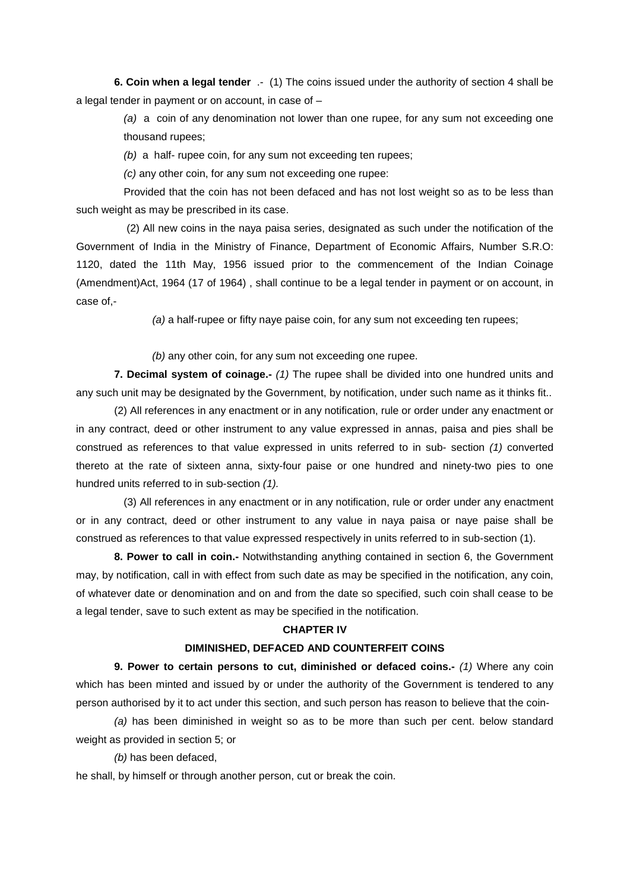**6. Coin when a legal tender** .- (1) The coins issued under the authority of section 4 shall be a legal tender in payment or on account, in case of –

*(a)* a coin of any denomination not lower than one rupee, for any sum not exceeding one thousand rupees;

*(b)* a half- rupee coin, for any sum not exceeding ten rupees;

*(c)* any other coin, for any sum not exceeding one rupee:

Provided that the coin has not been defaced and has not lost weight so as to be less than such weight as may be prescribed in its case.

(2) All new coins in the naya paisa series, designated as such under the notification of the Government of India in the Ministry of Finance, Department of Economic Affairs, Number S.R.O: 1120, dated the 11th May, 1956 issued prior to the commencement of the Indian Coinage (Amendment)Act, 1964 (17 of 1964) , shall continue to be a legal tender in payment or on account, in case of,-

*(a)* a half-rupee or fifty naye paise coin, for any sum not exceeding ten rupees;

*(b)* any other coin, for any sum not exceeding one rupee.

**7. Decimal system of coinage.-** *(1)* The rupee shall be divided into one hundred units and any such unit may be designated by the Government, by notification, under such name as it thinks fit..

(2) All references in any enactment or in any notification, rule or order under any enactment or in any contract, deed or other instrument to any value expressed in annas, paisa and pies shall be construed as references to that value expressed in units referred to in sub- section *(1)* converted thereto at the rate of sixteen anna, sixty-four paise or one hundred and ninety-two pies to one hundred units referred to in sub-section *(1).*

(3) All references in any enactment or in any notification, rule or order under any enactment or in any contract, deed or other instrument to any value in naya paisa or naye paise shall be construed as references to that value expressed respectively in units referred to in sub-section (1).

**8. Power to call in coin.-** Notwithstanding anything contained in section 6, the Government may, by notification, call in with effect from such date as may be specified in the notification, any coin, of whatever date or denomination and on and from the date so specified, such coin shall cease to be a legal tender, save to such extent as may be specified in the notification.

## CHAPTER IV

## DIMINISHED, DEFACED AND COUNTERFEIT COINS

**9. Power to certain persons to cut, diminished or defaced coins.-** *(1)* Where any coin which has been minted and issued by or under the authority of the Government is tendered to any person authorised by it to act under this section, and such person has reason to believe that the coin-

*(a)* has been diminished in weight so as to be more than such per cent. below standard weight as provided in section 5; or

*(b)* has been defaced,

he shall, by himself or through another person, cut or break the coin.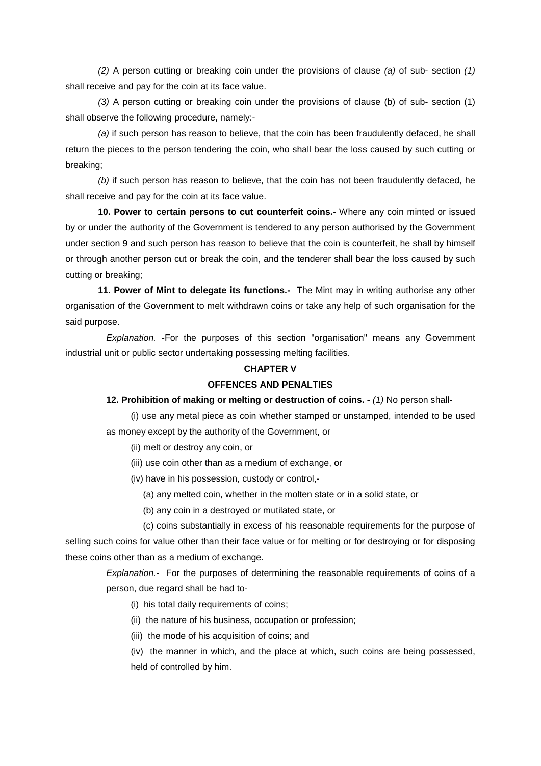*(2)* A person cutting or breaking coin under the provisions of clause *(a)* of sub- section *(1)* shall receive and pay for the coin at its face value.

*(3)* A person cutting or breaking coin under the provisions of clause (b) of sub- section (1) shall observe the following procedure, namely:-

*(a)* if such person has reason to believe, that the coin has been fraudulently defaced, he shall return the pieces to the person tendering the coin, who shall bear the loss caused by such cutting or breaking;

*(b)* if such person has reason to believe, that the coin has not been fraudulently defaced, he shall receive and pay for the coin at its face value.

**10. Power to certain persons to cut counterfeit coins.**- Where any coin minted or issued by or under the authority of the Government is tendered to any person authorised by the Government under section 9 and such person has reason to believe that the coin is counterfeit, he shall by himself or through another person cut or break the coin, and the tenderer shall bear the loss caused by such cutting or breaking;

**11. Power of Mint to delegate its functions.-** The Mint may in writing authorise any other organisation of the Government to melt withdrawn coins or take any help of such organisation for the said purpose.

*Explanation.* -For the purposes of this section "organisation" means any Government industrial unit or public sector undertaking possessing melting facilities.

## CHAPTER V

## OFFENCES AND PENALTIES

**12. Prohibition of making or melting or destruction of coins. -** *(1)* No person shall-

(i) use any metal piece as coin whether stamped or unstamped, intended to be used as money except by the authority of the Government, or

(ii) melt or destroy any coin, or

(iii) use coin other than as a medium of exchange, or

(iv) have in his possession, custody or control,-

(a) any melted coin, whether in the molten state or in a solid state, or

(b) any coin in a destroyed or mutilated state, or

(c) coins substantially in excess of his reasonable requirements for the purpose of selling such coins for value other than their face value or for melting or for destroying or for disposing these coins other than as a medium of exchange.

*Explanation.*- For the purposes of determining the reasonable requirements of coins of a person, due regard shall be had to-

(i) his total daily requirements of coins;

(ii) the nature of his business, occupation or profession;

(iii) the mode of his acquisition of coins; and

(iv) the manner in which, and the place at which, such coins are being possessed, held of controlled by him.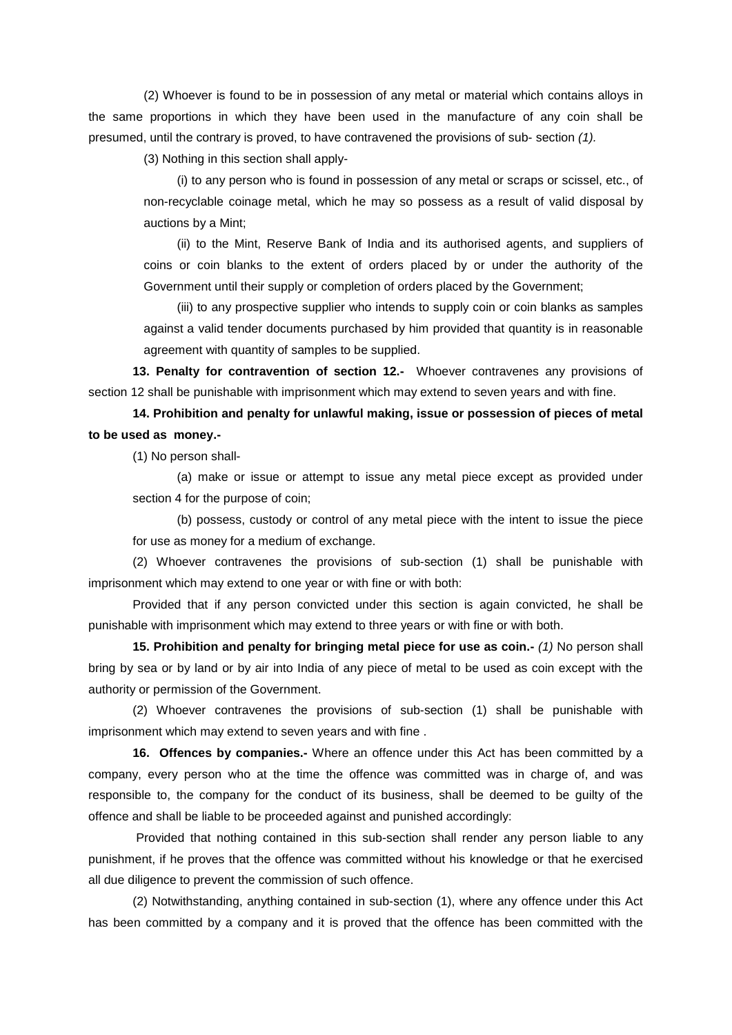(2) Whoever is found to be in possession of any metal or material which contains alloys in the same proportions in which they have been used in the manufacture of any coin shall be presumed, until the contrary is proved, to have contravened the provisions of sub- section *(1).*

(3) Nothing in this section shall apply-

(i) to any person who is found in possession of any metal or scraps or scissel, etc., of non-recyclable coinage metal, which he may so possess as a result of valid disposal by auctions by a Mint;

(ii) to the Mint, Reserve Bank of India and its authorised agents, and suppliers of coins or coin blanks to the extent of orders placed by or under the authority of the Government until their supply or completion of orders placed by the Government;

(iii) to any prospective supplier who intends to supply coin or coin blanks as samples against a valid tender documents purchased by him provided that quantity is in reasonable agreement with quantity of samples to be supplied.

**13. Penalty for contravention of section 12.-** Whoever contravenes any provisions of section 12 shall be punishable with imprisonment which may extend to seven years and with fine.

**14. Prohibition and penalty for unlawful making, issue or possession of pieces of metal to be used as money.-**

(1) No person shall-

(a) make or issue or attempt to issue any metal piece except as provided under section 4 for the purpose of coin;

(b) possess, custody or control of any metal piece with the intent to issue the piece for use as money for a medium of exchange.

(2) Whoever contravenes the provisions of sub-section (1) shall be punishable with imprisonment which may extend to one year or with fine or with both:

Provided that if any person convicted under this section is again convicted, he shall be punishable with imprisonment which may extend to three years or with fine or with both.

**15. Prohibition and penalty for bringing metal piece for use as coin.-** *(1)* No person shall bring by sea or by land or by air into India of any piece of metal to be used as coin except with the authority or permission of the Government.

(2) Whoever contravenes the provisions of sub-section (1) shall be punishable with imprisonment which may extend to seven years and with fine .

**16. Offences by companies.-** Where an offence under this Act has been committed by a company, every person who at the time the offence was committed was in charge of, and was responsible to, the company for the conduct of its business, shall be deemed to be guilty of the offence and shall be liable to be proceeded against and punished accordingly:

Provided that nothing contained in this sub-section shall render any person liable to any punishment, if he proves that the offence was committed without his knowledge or that he exercised all due diligence to prevent the commission of such offence.

(2) Notwithstanding, anything contained in sub-section (1), where any offence under this Act has been committed by a company and it is proved that the offence has been committed with the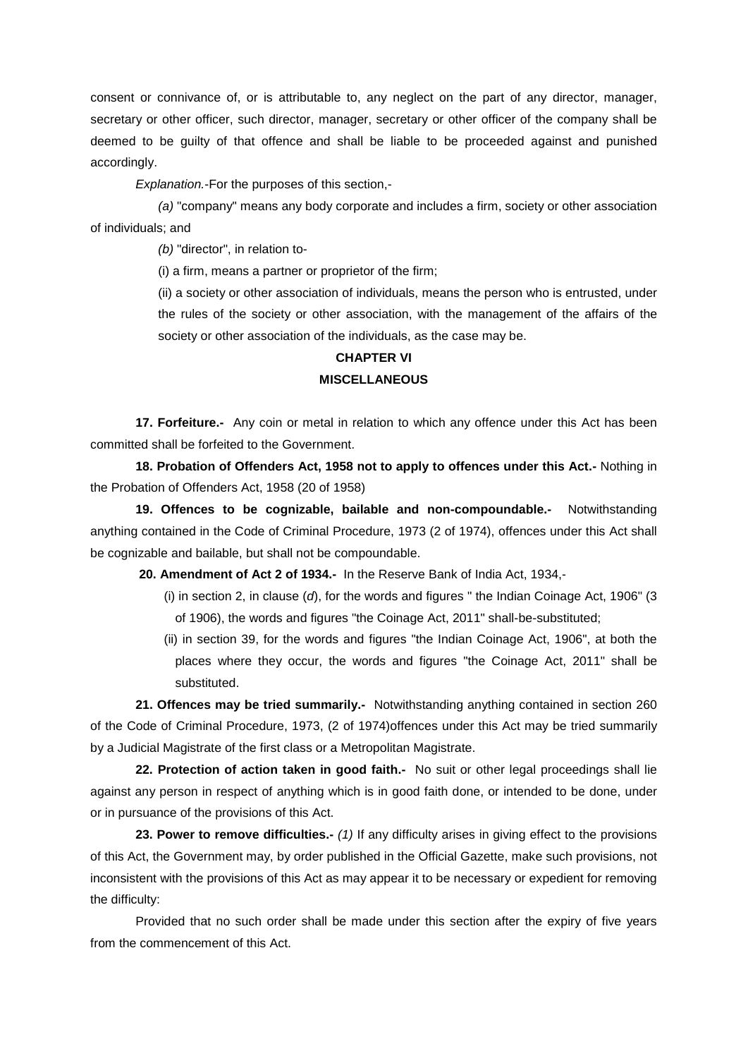consent or connivance of, or is attributable to, any neglect on the part of any director, manager, secretary or other officer, such director, manager, secretary or other officer of the company shall be deemed to be guilty of that offence and shall be liable to be proceeded against and punished accordingly.

*Explanation.*-For the purposes of this section,-

*(a)* "company" means any body corporate and includes a firm, society or other association of individuals; and

*(b)* "director", in relation to-

(i) a firm, means a partner or proprietor of the firm;

(ii) a society or other association of individuals, means the person who is entrusted, under the rules of the society or other association, with the management of the affairs of the society or other association of the individuals, as the case may be.

## CHAPTER VI

## MISCELLANEOUS

**17. Forfeiture.-** Any coin or metal in relation to which any offence under this Act has been committed shall be forfeited to the Government.

**18. Probation of Offenders Act, 1958 not to apply to offences under this Act.-** Nothing in the Probation of Offenders Act, 1958 (20 of 1958)

**19. Offences to be cognizable, bailable and non-compoundable.-** Notwithstanding anything contained in the Code of Criminal Procedure, 1973 (2 of 1974), offences under this Act shall be cognizable and bailable, but shall not be compoundable.

**20. Amendment of Act 2 of 1934.-** In the Reserve Bank of India Act, 1934,-

(i) in section 2, in clause (*d*), for the words and figures " the Indian Coinage Act, 1906" (3 of 1906), the words and figures "the Coinage Act, 2011" shall-be-substituted;

(ii) in section 39, for the words and figures "the Indian Coinage Act, 1906", at both the places where they occur, the words and figures "the Coinage Act, 2011" shall be substituted.

**21. Offences may be tried summarily.-** Notwithstanding anything contained in section 260 of the Code of Criminal Procedure, 1973, (2 of 1974)offences under this Act may be tried summarily by a Judicial Magistrate of the first class or a Metropolitan Magistrate.

**22. Protection of action taken in good faith.-** No suit or other legal proceedings shall lie against any person in respect of anything which is in good faith done, or intended to be done, under or in pursuance of the provisions of this Act.

**23. Power to remove difficulties.-** *(1)* If any difficulty arises in giving effect to the provisions of this Act, the Government may, by order published in the Official Gazette, make such provisions, not inconsistent with the provisions of this Act as may appear it to be necessary or expedient for removing the difficulty:

Provided that no such order shall be made under this section after the expiry of five years from the commencement of this Act.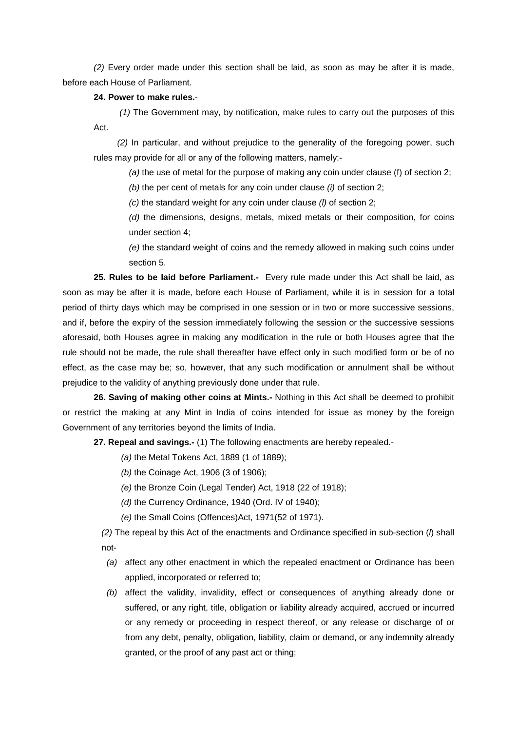*(2)* Every order made under this section shall be laid, as soon as may be after it is made, before each House of Parliament.

**24. Power to make rules.**-

*(1)* The Government may, by notification, make rules to carry out the purposes of this Act.

*(2)* In particular, and without prejudice to the generality of the foregoing power, such rules may provide for all or any of the following matters, namely:-

*(a)* the use of metal for the purpose of making any coin under clause (f) of section 2;

*(b)* the per cent of metals for any coin under clause *(i)* of section 2;

*(c)* the standard weight for any coin under clause *(l)* of section 2;

*(d)* the dimensions, designs, metals, mixed metals or their composition, for coins under section 4;

*(e)* the standard weight of coins and the remedy allowed in making such coins under section 5.

**25. Rules to be laid before Parliament.-** Every rule made under this Act shall be laid, as soon as may be after it is made, before each House of Parliament, while it is in session for a total period of thirty days which may be comprised in one session or in two or more successive sessions, and if, before the expiry of the session immediately following the session or the successive sessions aforesaid, both Houses agree in making any modification in the rule or both Houses agree that the rule should not be made, the rule shall thereafter have effect only in such modified form or be of no effect, as the case may be; so, however, that any such modification or annulment shall be without prejudice to the validity of anything previously done under that rule.

**26. Saving of making other coins at Mints.-** Nothing in this Act shall be deemed to prohibit or restrict the making at any Mint in India of coins intended for issue as money by the foreign Government of any territories beyond the limits of India.

**27. Repeal and savings.-** (1) The following enactments are hereby repealed.-

*(a)* the Metal Tokens Act, 1889 (1 of 1889);

*(b)* the Coinage Act, 1906 (3 of 1906);

*(e)* the Bronze Coin (Legal Tender) Act, 1918 (22 of 1918);

*(d)* the Currency Ordinance, 1940 (Ord. IV of 1940);

*(e)* the Small Coins (Offences)Act, 1971(52 of 1971).

*(2)* The repeal by this Act of the enactments and Ordinance specified in sub-section (*l*) shall not-

*(a)* affect any other enactment in which the repealed enactment or Ordinance has been applied, incorporated or referred to;

*(b)* affect the validity, invalidity, effect or consequences of anything already done or suffered, or any right, title, obligation or liability already acquired, accrued or incurred or any remedy or proceeding in respect thereof, or any release or discharge of or from any debt, penalty, obligation, liability, claim or demand, or any indemnity already granted, or the proof of any past act or thing;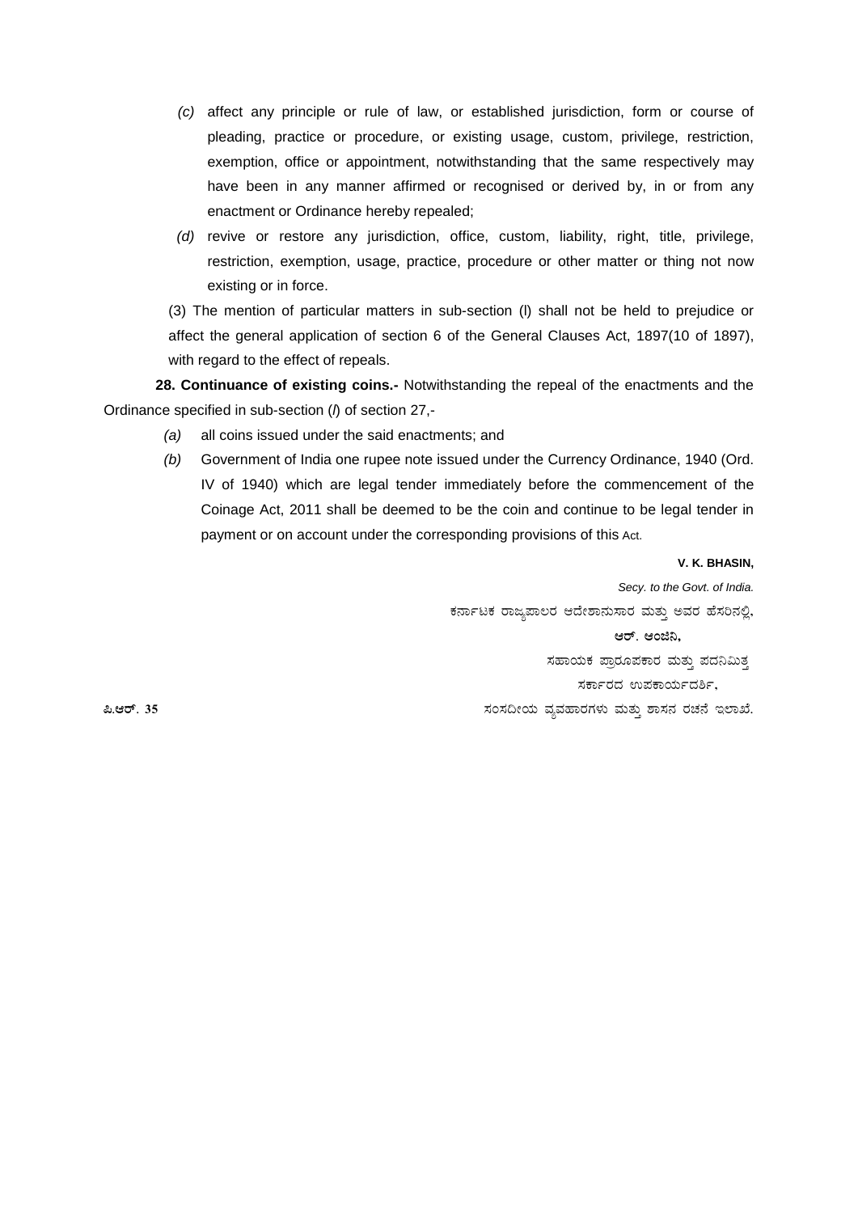(c) affect any principle or rule of law, or established jurisdiction, form or course of pleading, practice or procedure, or existing usage, custom, privilege, restriction, exemption, office or appointment, notwithstanding that the same respectively may have been in any manner affirmed or recognised or derived by, in or from any enactment or Ordinance hereby repealed;

(d) revive or restore any jurisdiction, office, custom, liability, right, title, privilege, restriction, exemption, usage, practice, procedure or other matter or thing not now existing or in force.

(3) The mention of particular matters in sub-section (l) shall not be held to prejudice or affect the general application of section 6 of the General Clauses Act, 1897(10 of 1897), with regard to the effect of repeals.

**28. Continuance of existing coins.-** Notwithstanding the repeal of the enactments and the Ordinance specified in sub-section (*l*) of section 27,-

(a) all coins issued under the said enactments; and

(b) Government of India one rupee note issued under the Currency Ordinance, 1940 (Ord. IV of 1940) which are legal tender immediately before the commencement of the Coinage Act, 2011 shall be deemed to be the coin and continue to be legal tender in payment or on account under the corresponding provisions of this Act.

**V. K. BHASIN,**

*Secy. to the Govt. of India.*

ಕರ್ನಾಟಕ ರಾಜ್ಯಪಾಲರ ಆದೇಶಾನುಸಾರ ಮತ್ತು ಅವರ ಹೆಸರಿನಲ್ಲಿ,

**ಆರ್. ಆಂಜಿನಿ,**

ಸಹಾಯಕ ಪ್ರಾರೂಪಕಾರ ಮತ್ತು ಪದನಿಮಿತ್ತ

ಸರ್ಕಾರದ ಉಪಕಾರ್ಯದರ್ಶಿ,

ಸಂಸದೀಯ ವ್ಯವಹಾರಗಳು ಮತ್ತು ಶಾಸನ ರಚನೆ ಇಲಾಖೆ.

ಪಿ.ಆರ್. 35